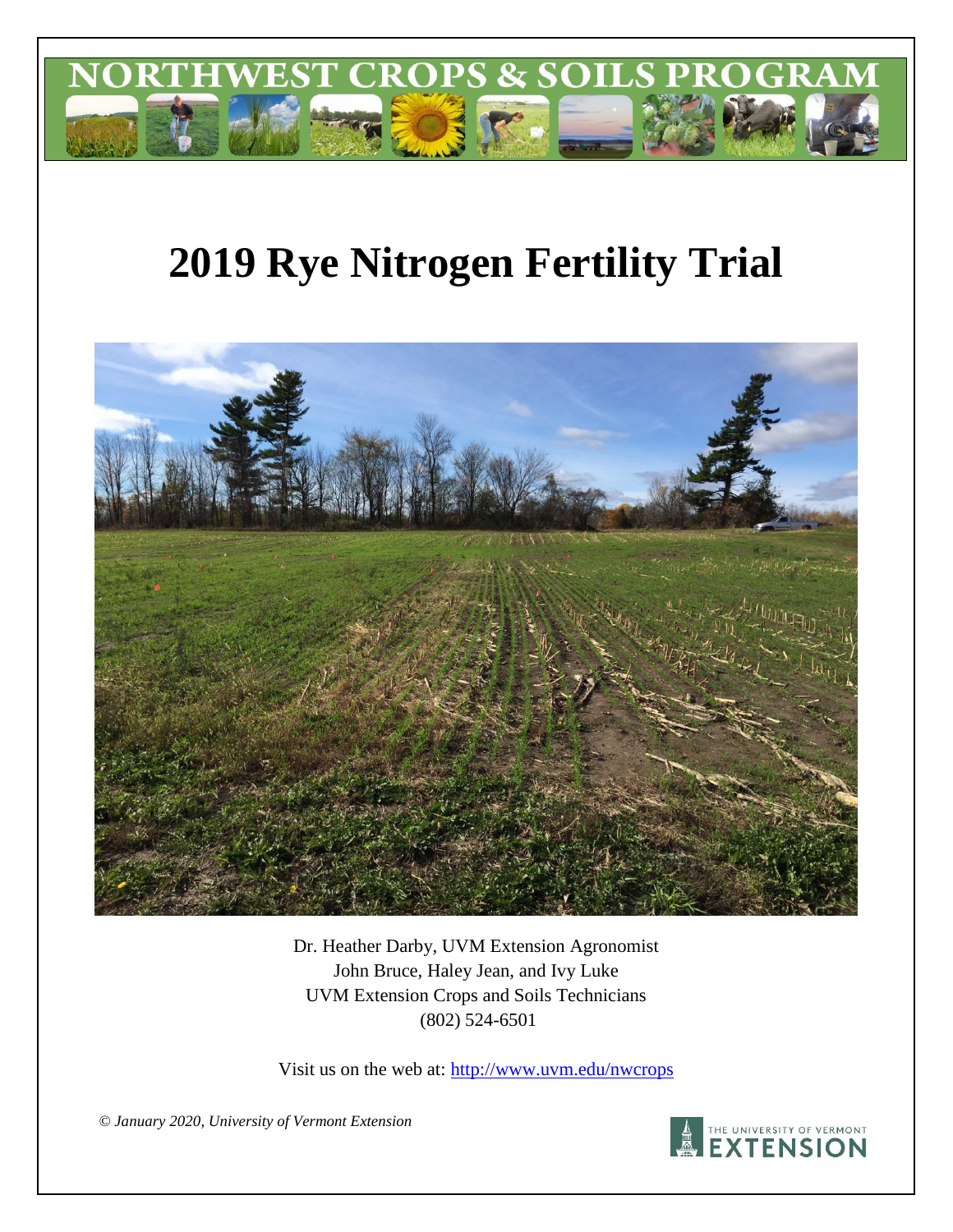NORTHWEST CROPS & SOILS PROGRAM

# 2019 Rye Nitrogen Fertility Trial

Dr. Heather Darby, UVM Extension Agronomist
John Bruce, Haley Jean, and Ivy Luke
UVM Extension Crops and Soils Technicians
(802) 524-6501

Visit us on the web at: http://www.uvm.edu/nwcrops

*© January 2020, University of Vermont Extension*

THE UNIVERSITY OF VERMONT EXTENSION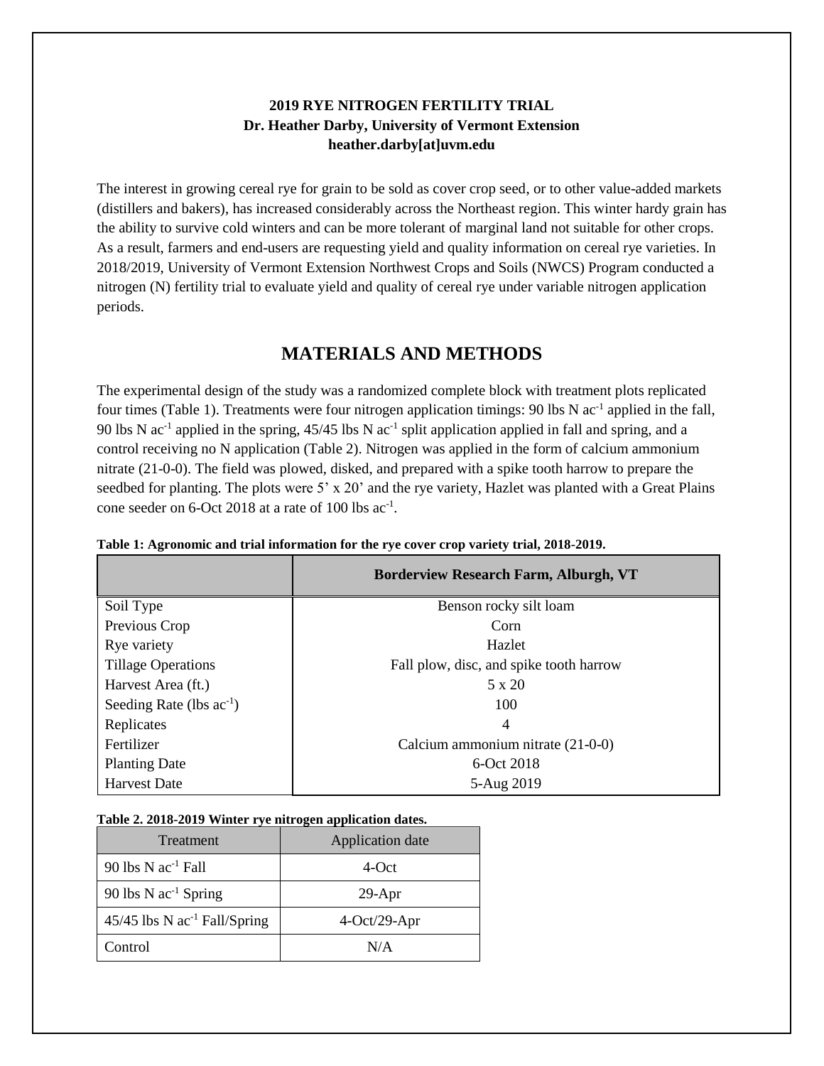**2019 RYE NITROGEN FERTILITY TRIAL**
**Dr. Heather Darby, University of Vermont Extension**
**heather.darby[at]uvm.edu**

The interest in growing cereal rye for grain to be sold as cover crop seed, or to other value-added markets (distillers and bakers), has increased considerably across the Northeast region. This winter hardy grain has the ability to survive cold winters and can be more tolerant of marginal land not suitable for other crops. As a result, farmers and end-users are requesting yield and quality information on cereal rye varieties. In 2018/2019, University of Vermont Extension Northwest Crops and Soils (NWCS) Program conducted a nitrogen (N) fertility trial to evaluate yield and quality of cereal rye under variable nitrogen application periods.

## MATERIALS AND METHODS

The experimental design of the study was a randomized complete block with treatment plots replicated four times (Table 1). Treatments were four nitrogen application timings: 90 lbs N ac$^{-1}$ applied in the fall, 90 lbs N ac$^{-1}$ applied in the spring, 45/45 lbs N ac$^{-1}$ split application applied in fall and spring, and a control receiving no N application (Table 2). Nitrogen was applied in the form of calcium ammonium nitrate (21-0-0). The field was plowed, disked, and prepared with a spike tooth harrow to prepare the seedbed for planting. The plots were 5' x 20' and the rye variety, Hazlet was planted with a Great Plains cone seeder on 6-Oct 2018 at a rate of 100 lbs ac$^{-1}$.

**Table 1: Agronomic and trial information for the rye cover crop variety trial, 2018-2019.**

| | Borderview Research Farm, Alburgh, VT |
|---|---|
| Soil Type | Benson rocky silt loam |
| Previous Crop | Corn |
| Rye variety | Hazlet |
| Tillage Operations | Fall plow, disc, and spike tooth harrow |
| Harvest Area (ft.) | 5 x 20 |
| Seeding Rate (lbs ac$^{-1}$) | 100 |
| Replicates | 4 |
| Fertilizer | Calcium ammonium nitrate (21-0-0) |
| Planting Date | 6-Oct 2018 |
| Harvest Date | 5-Aug 2019 |

**Table 2. 2018-2019 Winter rye nitrogen application dates.**

| Treatment | Application date |
|---|---|
| 90 lbs N ac$^{-1}$ Fall | 4-Oct |
| 90 lbs N ac$^{-1}$ Spring | 29-Apr |
| 45/45 lbs N ac$^{-1}$ Fall/Spring | 4-Oct/29-Apr |
| Control | N/A |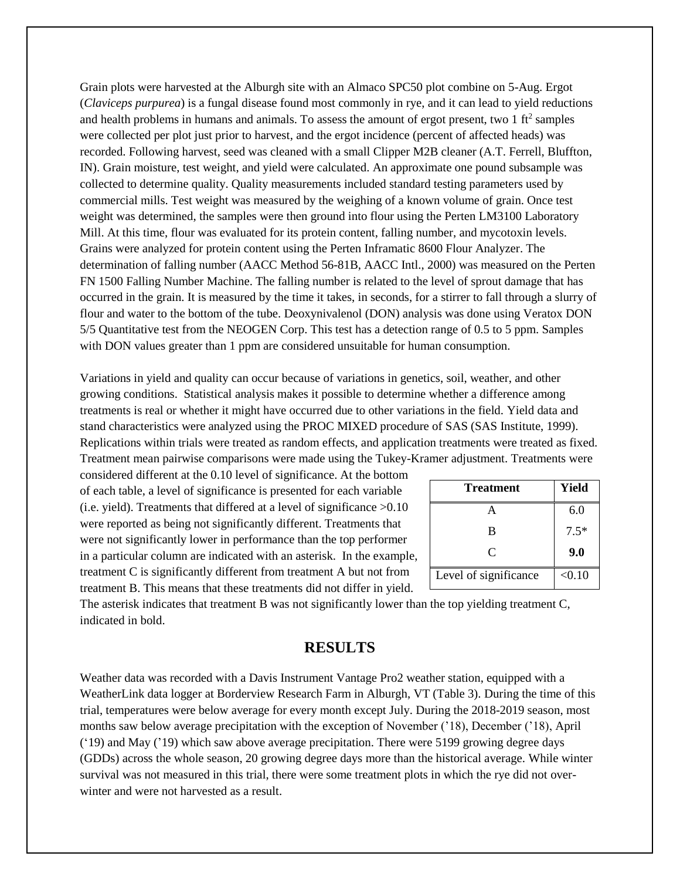Grain plots were harvested at the Alburgh site with an Almaco SPC50 plot combine on 5-Aug. Ergot (*Claviceps purpurea*) is a fungal disease found most commonly in rye, and it can lead to yield reductions and health problems in humans and animals. To assess the amount of ergot present, two 1 $ft^2$ samples were collected per plot just prior to harvest, and the ergot incidence (percent of affected heads) was recorded. Following harvest, seed was cleaned with a small Clipper M2B cleaner (A.T. Ferrell, Bluffton, IN). Grain moisture, test weight, and yield were calculated. An approximate one pound subsample was collected to determine quality. Quality measurements included standard testing parameters used by commercial mills. Test weight was measured by the weighing of a known volume of grain. Once test weight was determined, the samples were then ground into flour using the Perten LM3100 Laboratory Mill. At this time, flour was evaluated for its protein content, falling number, and mycotoxin levels. Grains were analyzed for protein content using the Perten Inframatic 8600 Flour Analyzer. The determination of falling number (AACC Method 56-81B, AACC Intl., 2000) was measured on the Perten FN 1500 Falling Number Machine. The falling number is related to the level of sprout damage that has occurred in the grain. It is measured by the time it takes, in seconds, for a stirrer to fall through a slurry of flour and water to the bottom of the tube. Deoxynivalenol (DON) analysis was done using Veratox DON 5/5 Quantitative test from the NEOGEN Corp. This test has a detection range of 0.5 to 5 ppm. Samples with DON values greater than 1 ppm are considered unsuitable for human consumption.

Variations in yield and quality can occur because of variations in genetics, soil, weather, and other growing conditions. Statistical analysis makes it possible to determine whether a difference among treatments is real or whether it might have occurred due to other variations in the field. Yield data and stand characteristics were analyzed using the PROC MIXED procedure of SAS (SAS Institute, 1999). Replications within trials were treated as random effects, and application treatments were treated as fixed. Treatment mean pairwise comparisons were made using the Tukey-Kramer adjustment. Treatments were considered different at the 0.10 level of significance. At the bottom of each table, a level of significance is presented for each variable (i.e. yield). Treatments that differed at a level of significance >0.10 were reported as being not significantly different. Treatments that were not significantly lower in performance than the top performer in a particular column are indicated with an asterisk. In the example, treatment C is significantly different from treatment A but not from treatment B. This means that these treatments did not differ in yield. The asterisk indicates that treatment B was not significantly lower than the top yielding treatment C, indicated in bold.

| Treatment | Yield |
|---|---|
| A | 6.0 |
| B | 7.5* |
| C | **9.0** |
| Level of significance | <0.10 |

## RESULTS

Weather data was recorded with a Davis Instrument Vantage Pro2 weather station, equipped with a WeatherLink data logger at Borderview Research Farm in Alburgh, VT (Table 3). During the time of this trial, temperatures were below average for every month except July. During the 2018-2019 season, most months saw below average precipitation with the exception of November ('18), December ('18), April ('19) and May ('19) which saw above average precipitation. There were 5199 growing degree days (GDDs) across the whole season, 20 growing degree days more than the historical average. While winter survival was not measured in this trial, there were some treatment plots in which the rye did not over-winter and were not harvested as a result.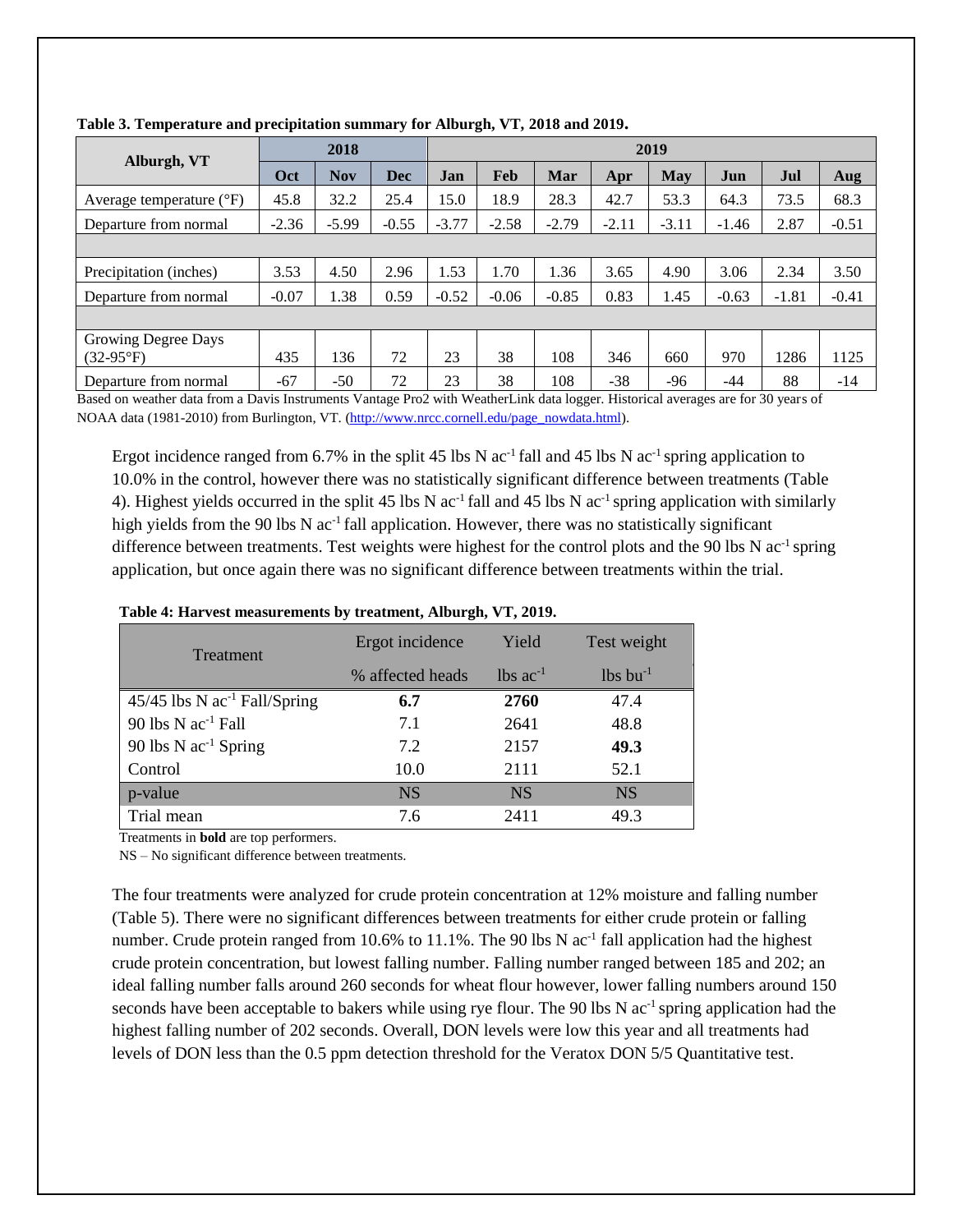**Table 3. Temperature and precipitation summary for Alburgh, VT, 2018 and 2019.**

| Alburgh, VT | 2018 | | | 2019 | | | | | | | |
|---|---|---|---|---|---|---|---|---|---|---|---|
| | Oct | Nov | Dec | Jan | Feb | Mar | Apr | May | Jun | Jul | Aug |
| Average temperature (°F) | 45.8 | 32.2 | 25.4 | 15.0 | 18.9 | 28.3 | 42.7 | 53.3 | 64.3 | 73.5 | 68.3 |
| Departure from normal | -2.36 | -5.99 | -0.55 | -3.77 | -2.58 | -2.79 | -2.11 | -3.11 | -1.46 | 2.87 | -0.51 |
| | | | | | | | | | | | |
| Precipitation (inches) | 3.53 | 4.50 | 2.96 | 1.53 | 1.70 | 1.36 | 3.65 | 4.90 | 3.06 | 2.34 | 3.50 |
| Departure from normal | -0.07 | 1.38 | 0.59 | -0.52 | -0.06 | -0.85 | 0.83 | 1.45 | -0.63 | -1.81 | -0.41 |
| | | | | | | | | | | | |
| Growing Degree Days (32-95°F) | 435 | 136 | 72 | 23 | 38 | 108 | 346 | 660 | 970 | 1286 | 1125 |
| Departure from normal | -67 | -50 | 72 | 23 | 38 | 108 | -38 | -96 | -44 | 88 | -14 |

Based on weather data from a Davis Instruments Vantage Pro2 with WeatherLink data logger. Historical averages are for 30 years of NOAA data (1981-2010) from Burlington, VT. (http://www.nrcc.cornell.edu/page_nowdata.html).

Ergot incidence ranged from 6.7% in the split 45 lbs N $ac^{-1}$ fall and 45 lbs N $ac^{-1}$ spring application to 10.0% in the control, however there was no statistically significant difference between treatments (Table 4). Highest yields occurred in the split 45 lbs N $ac^{-1}$ fall and 45 lbs N $ac^{-1}$ spring application with similarly high yields from the 90 lbs N $ac^{-1}$ fall application. However, there was no statistically significant difference between treatments. Test weights were highest for the control plots and the 90 lbs N $ac^{-1}$ spring application, but once again there was no significant difference between treatments within the trial.

**Table 4: Harvest measurements by treatment, Alburgh, VT, 2019.**

| Treatment | Ergot incidence | Yield | Test weight |
|---|---|---|---|
| | % affected heads | lbs $ac^{-1}$ | lbs $bu^{-1}$ |
| 45/45 lbs N $ac^{-1}$ Fall/Spring | **6.7** | **2760** | 47.4 |
| 90 lbs N $ac^{-1}$ Fall | 7.1 | 2641 | 48.8 |
| 90 lbs N $ac^{-1}$ Spring | 7.2 | 2157 | **49.3** |
| Control | 10.0 | 2111 | 52.1 |
| p-value | NS | NS | NS |
| Trial mean | 7.6 | 2411 | 49.3 |

Treatments in **bold** are top performers.

NS – No significant difference between treatments.

The four treatments were analyzed for crude protein concentration at 12% moisture and falling number (Table 5). There were no significant differences between treatments for either crude protein or falling number. Crude protein ranged from 10.6% to 11.1%. The 90 lbs N $ac^{-1}$ fall application had the highest crude protein concentration, but lowest falling number. Falling number ranged between 185 and 202; an ideal falling number falls around 260 seconds for wheat flour however, lower falling numbers around 150 seconds have been acceptable to bakers while using rye flour. The 90 lbs N $ac^{-1}$ spring application had the highest falling number of 202 seconds. Overall, DON levels were low this year and all treatments had levels of DON less than the 0.5 ppm detection threshold for the Veratox DON 5/5 Quantitative test.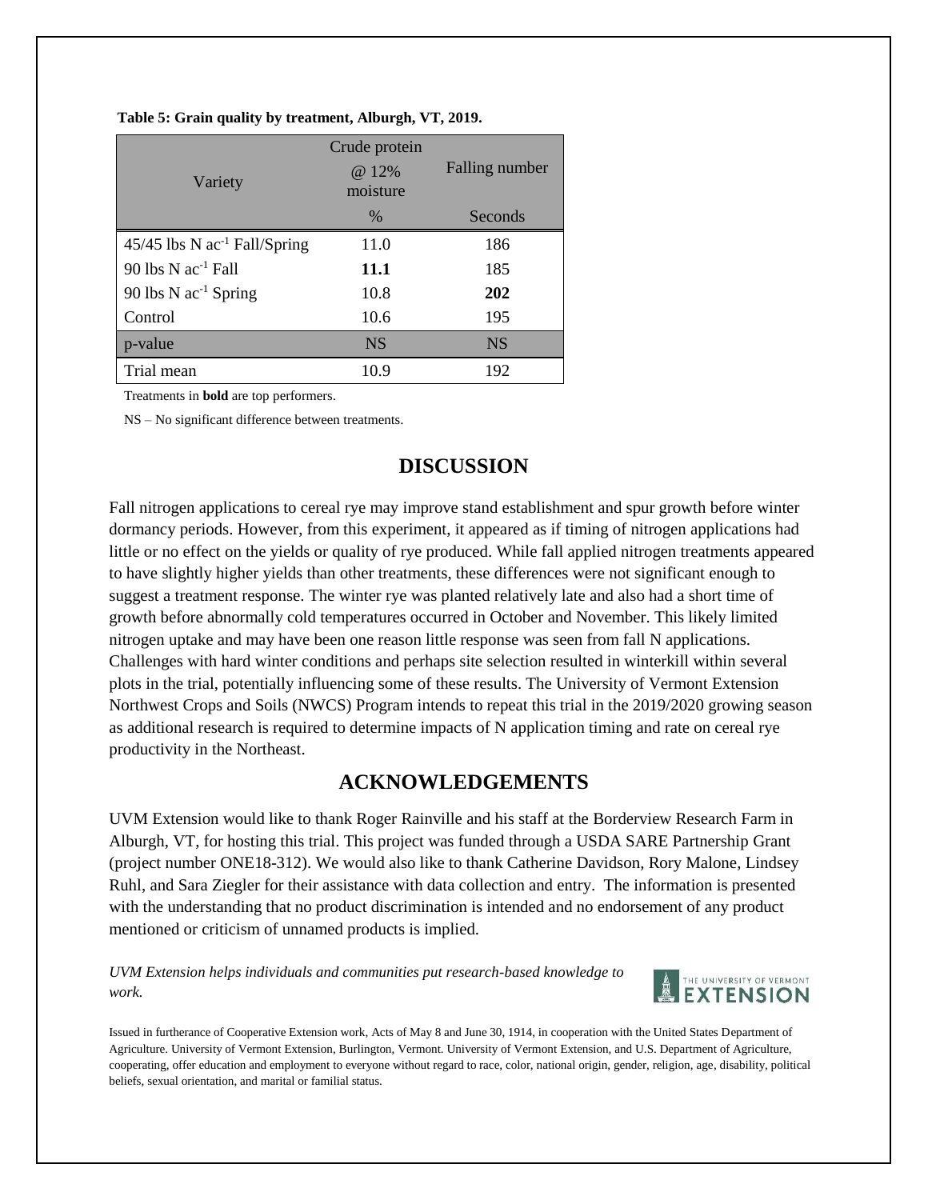**Table 5: Grain quality by treatment, Alburgh, VT, 2019.**

| Variety | Crude protein @ 12% moisture | Falling number |
|---|---|---|
| | % | Seconds |
| 45/45 lbs N $ac^{-1}$ Fall/Spring | 11.0 | 186 |
| 90 lbs N $ac^{-1}$ Fall | **11.1** | 185 |
| 90 lbs N $ac^{-1}$ Spring | 10.8 | **202** |
| Control | 10.6 | 195 |
| p-value | NS | NS |
| Trial mean | 10.9 | 192 |

Treatments in **bold** are top performers.

NS – No significant difference between treatments.

## DISCUSSION

Fall nitrogen applications to cereal rye may improve stand establishment and spur growth before winter dormancy periods. However, from this experiment, it appeared as if timing of nitrogen applications had little or no effect on the yields or quality of rye produced. While fall applied nitrogen treatments appeared to have slightly higher yields than other treatments, these differences were not significant enough to suggest a treatment response. The winter rye was planted relatively late and also had a short time of growth before abnormally cold temperatures occurred in October and November. This likely limited nitrogen uptake and may have been one reason little response was seen from fall N applications. Challenges with hard winter conditions and perhaps site selection resulted in winterkill within several plots in the trial, potentially influencing some of these results. The University of Vermont Extension Northwest Crops and Soils (NWCS) Program intends to repeat this trial in the 2019/2020 growing season as additional research is required to determine impacts of N application timing and rate on cereal rye productivity in the Northeast.

## ACKNOWLEDGEMENTS

UVM Extension would like to thank Roger Rainville and his staff at the Borderview Research Farm in Alburgh, VT, for hosting this trial. This project was funded through a USDA SARE Partnership Grant (project number ONE18-312). We would also like to thank Catherine Davidson, Rory Malone, Lindsey Ruhl, and Sara Ziegler for their assistance with data collection and entry. The information is presented with the understanding that no product discrimination is intended and no endorsement of any product mentioned or criticism of unnamed products is implied.

*UVM Extension helps individuals and communities put research-based knowledge to work.*

THE UNIVERSITY OF VERMONT EXTENSION

Issued in furtherance of Cooperative Extension work, Acts of May 8 and June 30, 1914, in cooperation with the United States Department of Agriculture. University of Vermont Extension, Burlington, Vermont. University of Vermont Extension, and U.S. Department of Agriculture, cooperating, offer education and employment to everyone without regard to race, color, national origin, gender, religion, age, disability, political beliefs, sexual orientation, and marital or familial status.